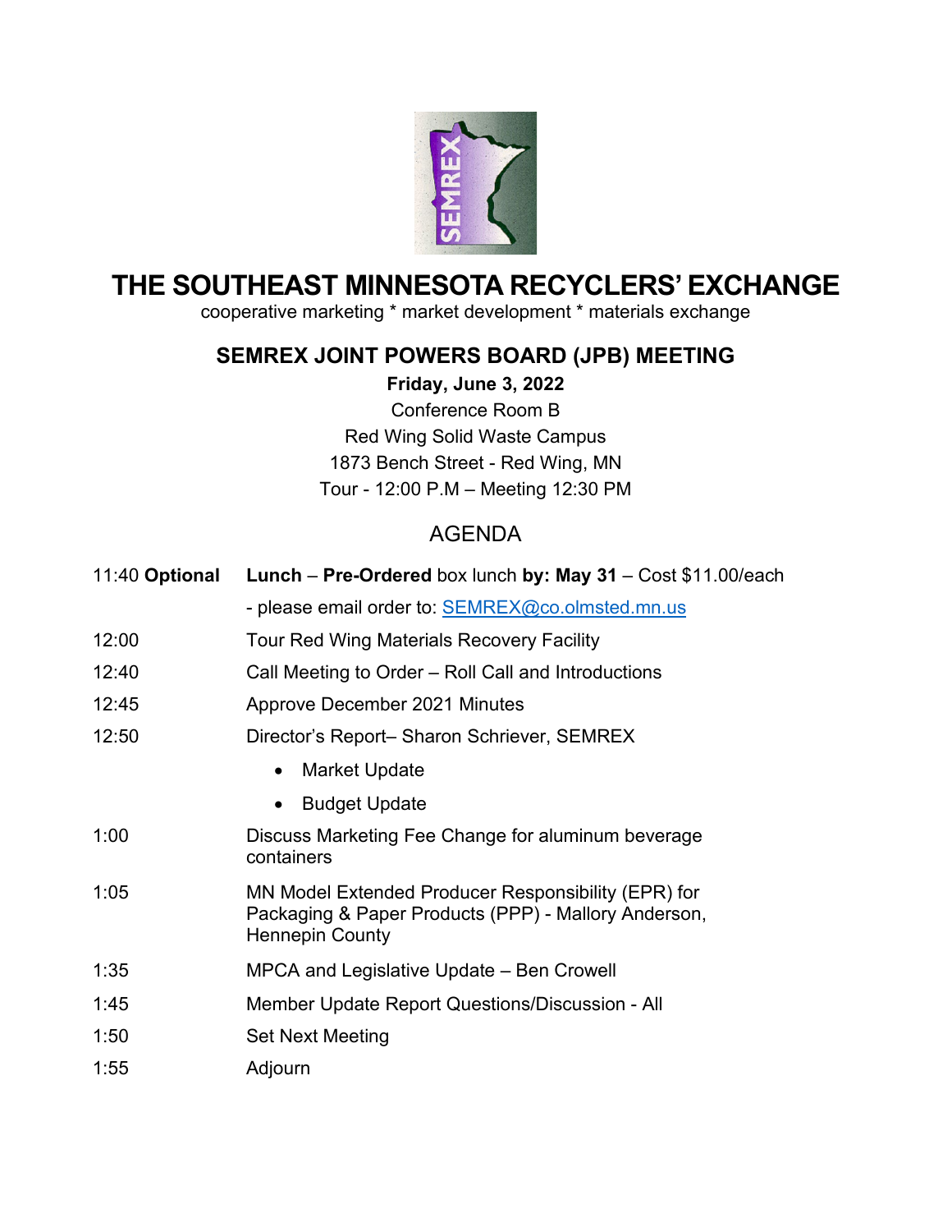# THE SOUTHEAST MINNESOTA RECYCLERS' EXCHANGE

cooperative marketing * market development * materials exchange

## SEMREX JOINT POWERS BOARD (JPB) MEETING

**Friday, June 3, 2022**

Conference Room B

Red Wing Solid Waste Campus

1873 Bench Street - Red Wing, MN

Tour - 12:00 P.M – Meeting 12:30 PM

## AGENDA

| | |
|---|---|
| 11:40 **Optional** | **Lunch** – **Pre-Ordered** box lunch **by: May 31** – Cost $11.00/each |
| | - please email order to: SEMREX@co.olmsted.mn.us |
| 12:00 | Tour Red Wing Materials Recovery Facility |
| 12:40 | Call Meeting to Order – Roll Call and Introductions |
| 12:45 | Approve December 2021 Minutes |
| 12:50 | Director's Report– Sharon Schriever, SEMREX<br>• Market Update<br>• Budget Update |
| 1:00 | Discuss Marketing Fee Change for aluminum beverage containers |
| 1:05 | MN Model Extended Producer Responsibility (EPR) for Packaging & Paper Products (PPP) - Mallory Anderson, Hennepin County |
| 1:35 | MPCA and Legislative Update – Ben Crowell |
| 1:45 | Member Update Report Questions/Discussion - All |
| 1:50 | Set Next Meeting |
| 1:55 | Adjourn |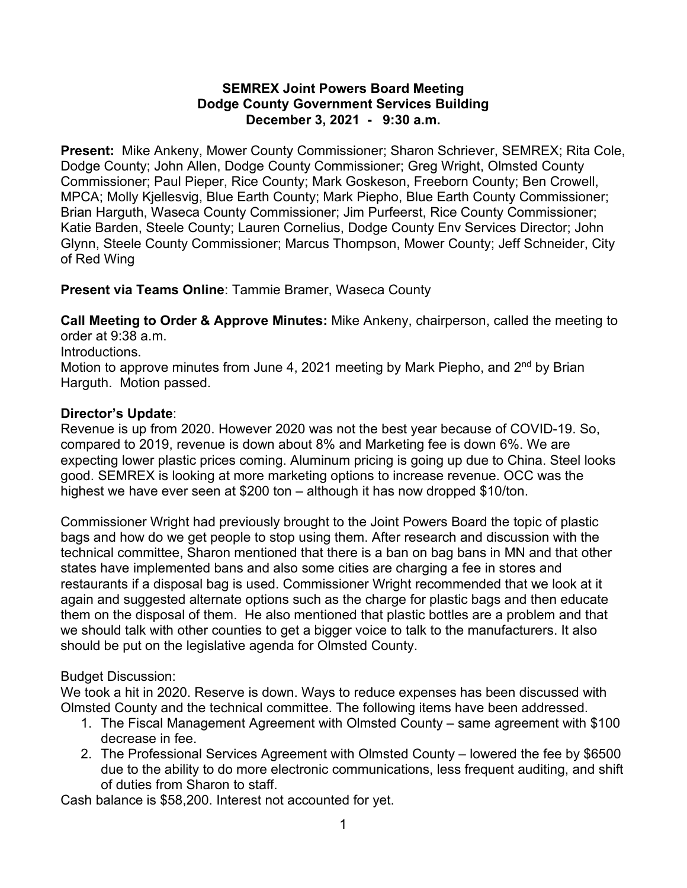# SEMREX Joint Powers Board Meeting
# Dodge County Government Services Building
# December 3, 2021 - 9:30 a.m.

**Present:** Mike Ankeny, Mower County Commissioner; Sharon Schriever, SEMREX; Rita Cole, Dodge County; John Allen, Dodge County Commissioner; Greg Wright, Olmsted County Commissioner; Paul Pieper, Rice County; Mark Goskeson, Freeborn County; Ben Crowell, MPCA; Molly Kjellesvig, Blue Earth County; Mark Piepho, Blue Earth County Commissioner; Brian Harguth, Waseca County Commissioner; Jim Purfeerst, Rice County Commissioner; Katie Barden, Steele County; Lauren Cornelius, Dodge County Env Services Director; John Glynn, Steele County Commissioner; Marcus Thompson, Mower County; Jeff Schneider, City of Red Wing

**Present via Teams Online**: Tammie Bramer, Waseca County

**Call Meeting to Order & Approve Minutes:** Mike Ankeny, chairperson, called the meeting to order at 9:38 a.m.
Introductions.
Motion to approve minutes from June 4, 2021 meeting by Mark Piepho, and 2nd by Brian Harguth. Motion passed.

**Director's Update**:
Revenue is up from 2020. However 2020 was not the best year because of COVID-19. So, compared to 2019, revenue is down about 8% and Marketing fee is down 6%. We are expecting lower plastic prices coming. Aluminum pricing is going up due to China. Steel looks good. SEMREX is looking at more marketing options to increase revenue. OCC was the highest we have ever seen at $200 ton – although it has now dropped $10/ton.

Commissioner Wright had previously brought to the Joint Powers Board the topic of plastic bags and how do we get people to stop using them. After research and discussion with the technical committee, Sharon mentioned that there is a ban on bag bans in MN and that other states have implemented bans and also some cities are charging a fee in stores and restaurants if a disposal bag is used. Commissioner Wright recommended that we look at it again and suggested alternate options such as the charge for plastic bags and then educate them on the disposal of them. He also mentioned that plastic bottles are a problem and that we should talk with other counties to get a bigger voice to talk to the manufacturers. It also should be put on the legislative agenda for Olmsted County.

Budget Discussion:
We took a hit in 2020. Reserve is down. Ways to reduce expenses has been discussed with Olmsted County and the technical committee. The following items have been addressed.

1. The Fiscal Management Agreement with Olmsted County – same agreement with $100 decrease in fee.
2. The Professional Services Agreement with Olmsted County – lowered the fee by $6500 due to the ability to do more electronic communications, less frequent auditing, and shift of duties from Sharon to staff.

Cash balance is $58,200. Interest not accounted for yet.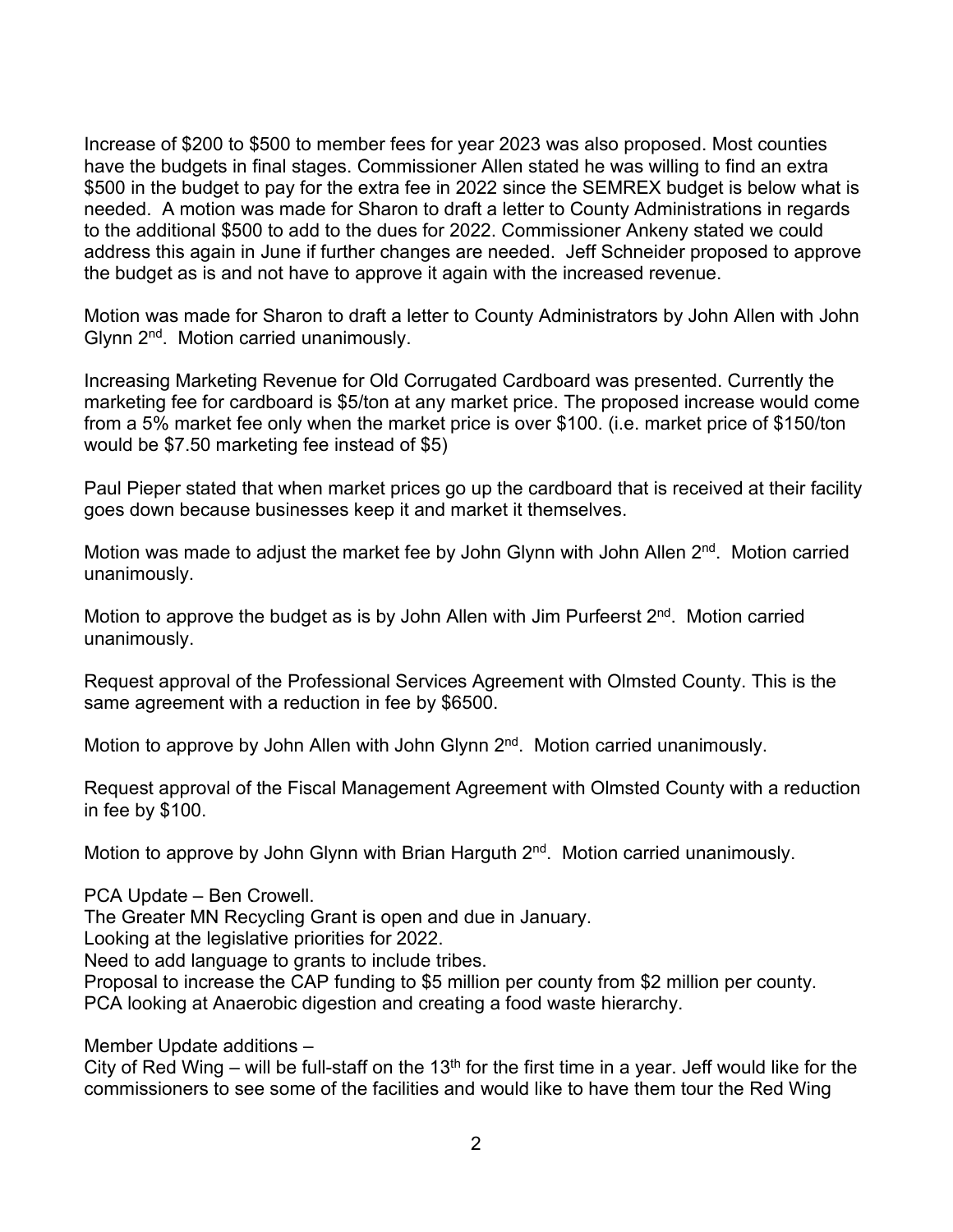Increase of $200 to $500 to member fees for year 2023 was also proposed. Most counties have the budgets in final stages. Commissioner Allen stated he was willing to find an extra $500 in the budget to pay for the extra fee in 2022 since the SEMREX budget is below what is needed. A motion was made for Sharon to draft a letter to County Administrations in regards to the additional $500 to add to the dues for 2022. Commissioner Ankeny stated we could address this again in June if further changes are needed. Jeff Schneider proposed to approve the budget as is and not have to approve it again with the increased revenue.

Motion was made for Sharon to draft a letter to County Administrators by John Allen with John Glynn 2nd. Motion carried unanimously.

Increasing Marketing Revenue for Old Corrugated Cardboard was presented. Currently the marketing fee for cardboard is $5/ton at any market price. The proposed increase would come from a 5% market fee only when the market price is over $100. (i.e. market price of $150/ton would be $7.50 marketing fee instead of $5)

Paul Pieper stated that when market prices go up the cardboard that is received at their facility goes down because businesses keep it and market it themselves.

Motion was made to adjust the market fee by John Glynn with John Allen 2nd. Motion carried unanimously.

Motion to approve the budget as is by John Allen with Jim Purfeerst 2nd. Motion carried unanimously.

Request approval of the Professional Services Agreement with Olmsted County. This is the same agreement with a reduction in fee by $6500.

Motion to approve by John Allen with John Glynn 2nd. Motion carried unanimously.

Request approval of the Fiscal Management Agreement with Olmsted County with a reduction in fee by $100.

Motion to approve by John Glynn with Brian Harguth 2nd. Motion carried unanimously.

PCA Update – Ben Crowell.
The Greater MN Recycling Grant is open and due in January.
Looking at the legislative priorities for 2022.
Need to add language to grants to include tribes.
Proposal to increase the CAP funding to $5 million per county from $2 million per county.
PCA looking at Anaerobic digestion and creating a food waste hierarchy.

Member Update additions –
City of Red Wing – will be full-staff on the 13th for the first time in a year. Jeff would like for the commissioners to see some of the facilities and would like to have them tour the Red Wing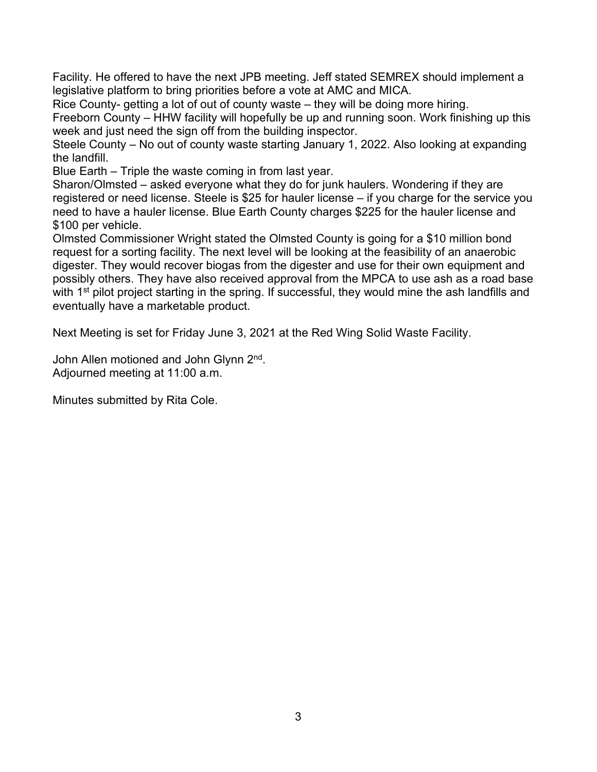Facility. He offered to have the next JPB meeting. Jeff stated SEMREX should implement a legislative platform to bring priorities before a vote at AMC and MICA.

Rice County- getting a lot of out of county waste – they will be doing more hiring.

Freeborn County – HHW facility will hopefully be up and running soon. Work finishing up this week and just need the sign off from the building inspector.

Steele County – No out of county waste starting January 1, 2022. Also looking at expanding the landfill.

Blue Earth – Triple the waste coming in from last year.

Sharon/Olmsted – asked everyone what they do for junk haulers. Wondering if they are registered or need license. Steele is $25 for hauler license – if you charge for the service you need to have a hauler license. Blue Earth County charges $225 for the hauler license and $100 per vehicle.

Olmsted Commissioner Wright stated the Olmsted County is going for a $10 million bond request for a sorting facility. The next level will be looking at the feasibility of an anaerobic digester. They would recover biogas from the digester and use for their own equipment and possibly others. They have also received approval from the MPCA to use ash as a road base with 1st pilot project starting in the spring. If successful, they would mine the ash landfills and eventually have a marketable product.

Next Meeting is set for Friday June 3, 2021 at the Red Wing Solid Waste Facility.

John Allen motioned and John Glynn 2nd.
Adjourned meeting at 11:00 a.m.

Minutes submitted by Rita Cole.